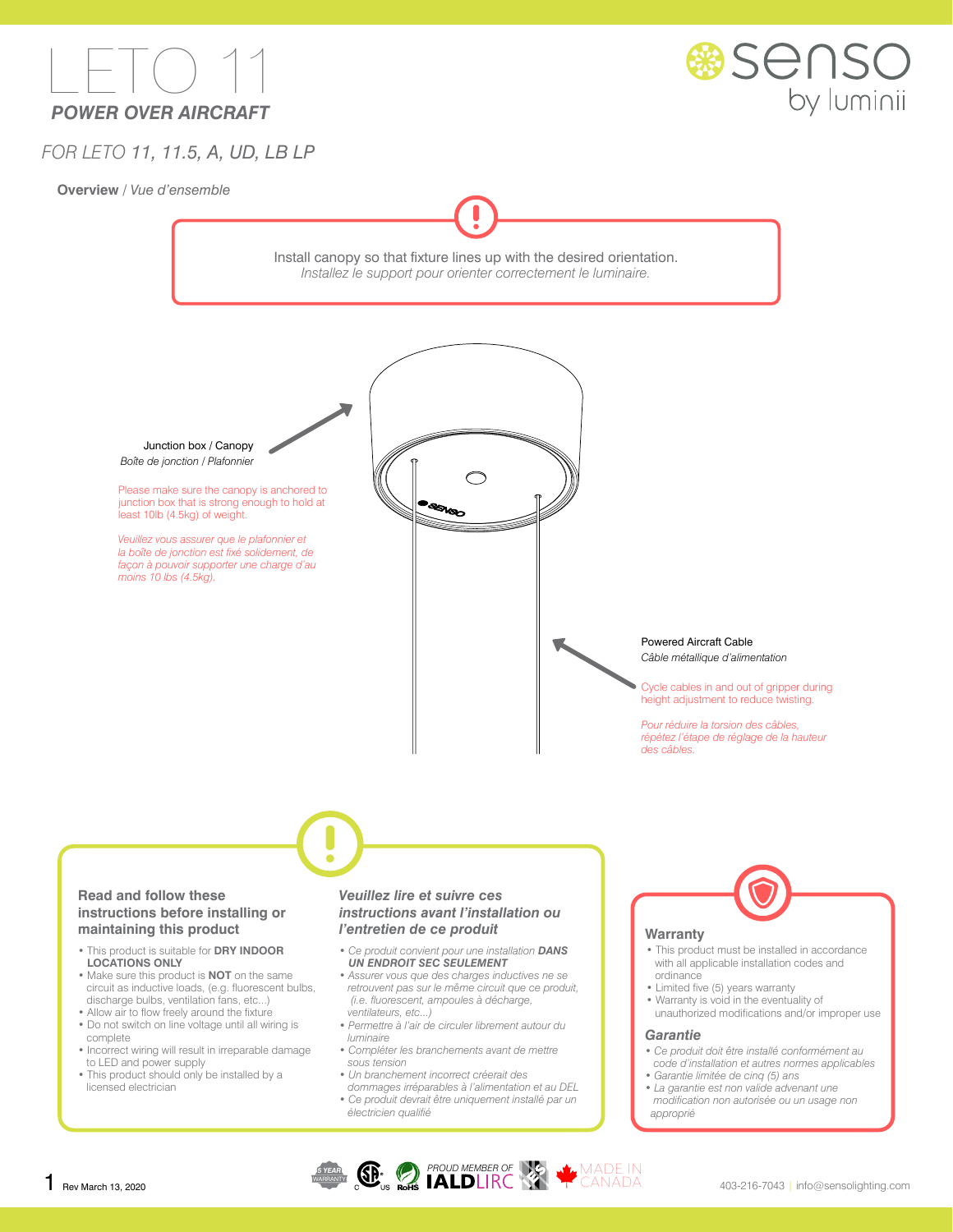# LETO 11

## POWER OVER AIRCRAFT

*FOR LETO 11, 11.5, A, UD, LB LP*

senso by luminii

**Overview** / *Vue d'ensemble*

Install canopy so that fixture lines up with the desired orientation.
*Installez le support pour orienter correctement le luminaire.*

Junction box / Canopy
*Boîte de jonction / Plafonnier*

Please make sure the canopy is anchored to junction box that is strong enough to hold at least 10lb (4.5kg) of weight.

*Veuillez vous assurer que le plafonnier et la boîte de jonction est fixé solidement, de façon à pouvoir supporter une charge d'au moins 10 lbs (4.5kg).*

Powered Aircraft Cable
*Câble métallique d'alimentation*

Cycle cables in and out of gripper during height adjustment to reduce twisting.

*Pour réduire la torsion des câbles, répétez l'étape de réglage de la hauteur des câbles.*

### Read and follow these instructions before installing or maintaining this product

- This product is suitable for **DRY INDOOR LOCATIONS ONLY**
- Make sure this product is **NOT** on the same circuit as inductive loads, (e.g. fluorescent bulbs, discharge bulbs, ventilation fans, etc...)
- Allow air to flow freely around the fixture
- Do not switch on line voltage until all wiring is complete
- Incorrect wiring will result in irreparable damage to LED and power supply
- This product should only be installed by a licensed electrician

### *Veuillez lire et suivre ces instructions avant l'installation ou l'entretien de ce produit*

- *Ce produit convient pour une installation* ***DANS UN ENDROIT SEC SEULEMENT***
- *Assurer vous que des charges inductives ne se retrouvent pas sur le même circuit que ce produit, (i.e. fluorescent, ampoules à décharge, ventilateurs, etc...)*
- *Permettre à l'air de circuler librement autour du luminaire*
- *Compléter les branchements avant de mettre sous tension*
- *Un branchement incorrect créerait des dommages irréparables à l'alimentation et au DEL*
- *Ce produit devrait être uniquement installé par un électricien qualifié*

### Warranty

- This product must be installed in accordance with all applicable installation codes and ordinance
- Limited five (5) years warranty
- Warranty is void in the eventuality of unauthorized modifications and/or improper use

### *Garantie*

- *Ce produit doit être installé conformément au code d'installation et autres normes applicables*
- *Garantie limitée de cinq (5) ans*
- *La garantie est non valide advenant une modification non autorisée ou un usage non approprié*

Rev March 13, 2020

5 YEAR WARRANTY · RoHS · PROUD MEMBER OF IALD LIRC · MADE IN CANADA

403-216-7043 | info@sensolighting.com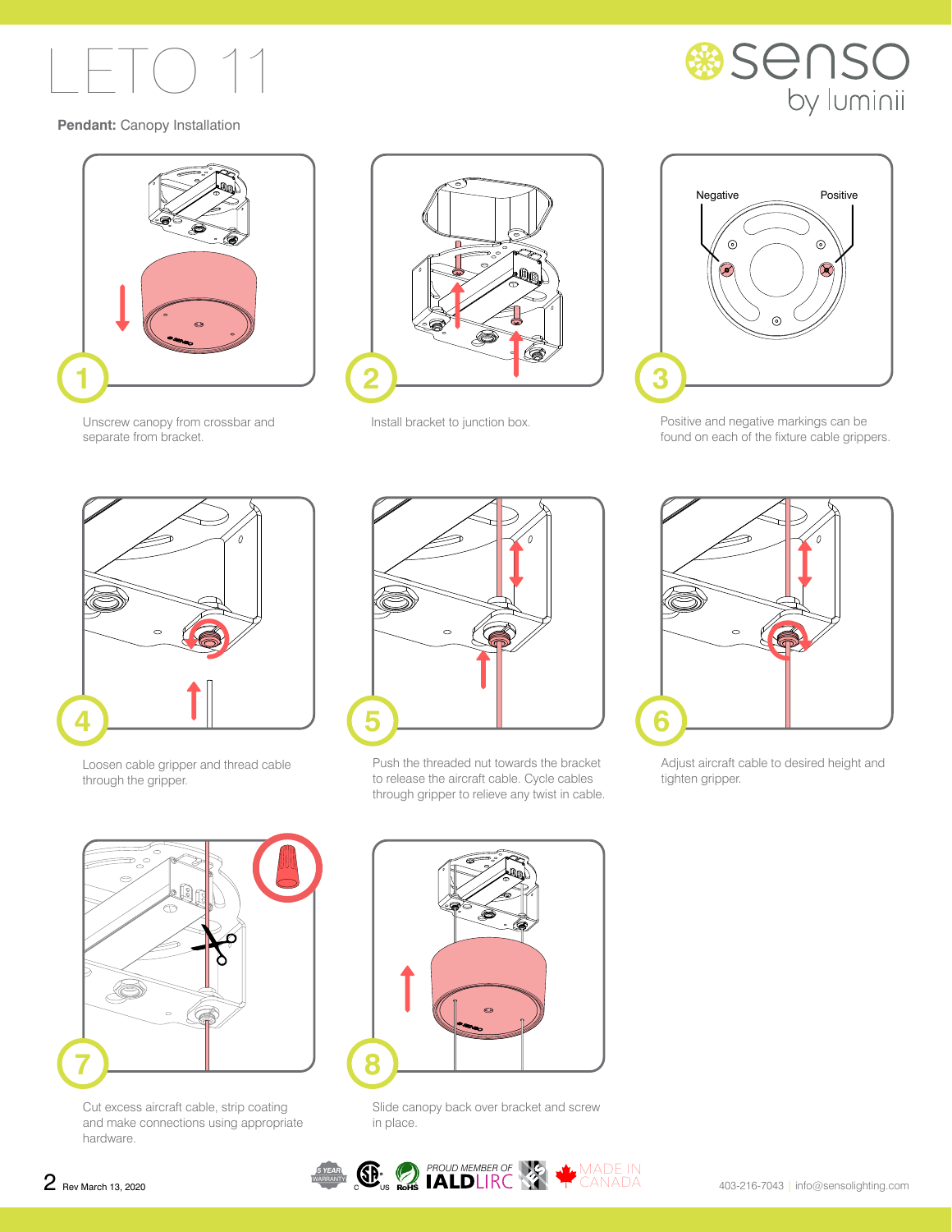# LETO 11

senso by luminii

**Pendant:** Canopy Installation

1. Unscrew canopy from crossbar and separate from bracket.

2. Install bracket to junction box.

3. Positive and negative markings can be found on each of the fixture cable grippers.

   Negative
   Positive

4. Loosen cable gripper and thread cable through the gripper.

5. Push the threaded nut towards the bracket to release the aircraft cable. Cycle cables through gripper to relieve any twist in cable.

6. Adjust aircraft cable to desired height and tighten gripper.

7. Cut excess aircraft cable, strip coating and make connections using appropriate hardware.

8. Slide canopy back over bracket and screw in place.

Rev March 13, 2020

5 YEAR WARRANTY | C US | RoHS | PROUD MEMBER OF IALD LIRC | MADE IN CANADA

403-216-7043 | info@sensolighting.com